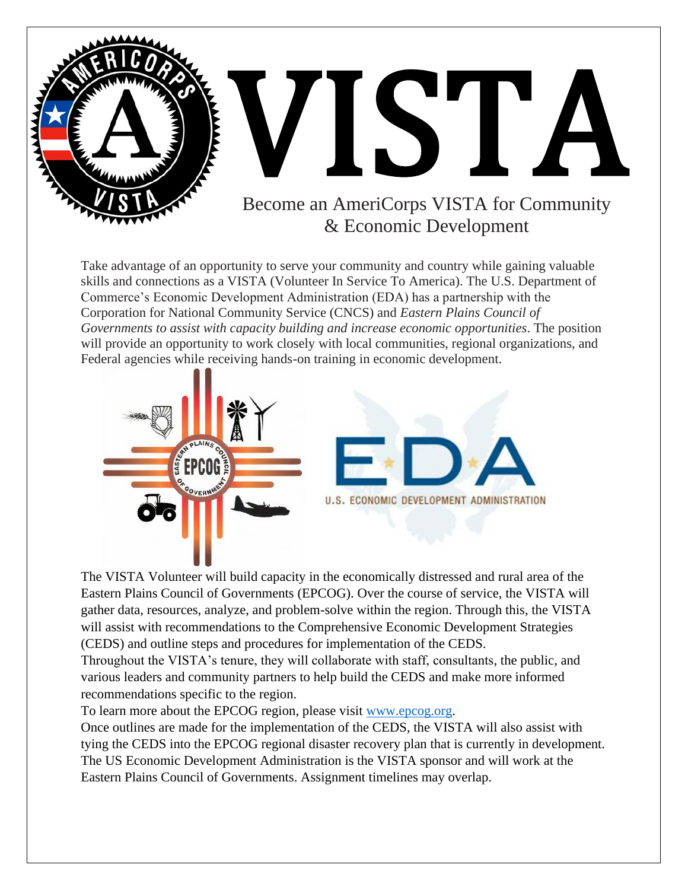# VISTA

Become an AmeriCorps VISTA for Community & Economic Development

Take advantage of an opportunity to serve your community and country while gaining valuable skills and connections as a VISTA (Volunteer In Service To America). The U.S. Department of Commerce's Economic Development Administration (EDA) has a partnership with the Corporation for National Community Service (CNCS) and *Eastern Plains Council of Governments to assist with capacity building and increase economic opportunities*. The position will provide an opportunity to work closely with local communities, regional organizations, and Federal agencies while receiving hands-on training in economic development.

The VISTA Volunteer will build capacity in the economically distressed and rural area of the Eastern Plains Council of Governments (EPCOG). Over the course of service, the VISTA will gather data, resources, analyze, and problem-solve within the region. Through this, the VISTA will assist with recommendations to the Comprehensive Economic Development Strategies (CEDS) and outline steps and procedures for implementation of the CEDS.

Throughout the VISTA's tenure, they will collaborate with staff, consultants, the public, and various leaders and community partners to help build the CEDS and make more informed recommendations specific to the region.

To learn more about the EPCOG region, please visit [www.epcog.org](http://www.epcog.org).

Once outlines are made for the implementation of the CEDS, the VISTA will also assist with tying the CEDS into the EPCOG regional disaster recovery plan that is currently in development. The US Economic Development Administration is the VISTA sponsor and will work at the Eastern Plains Council of Governments. Assignment timelines may overlap.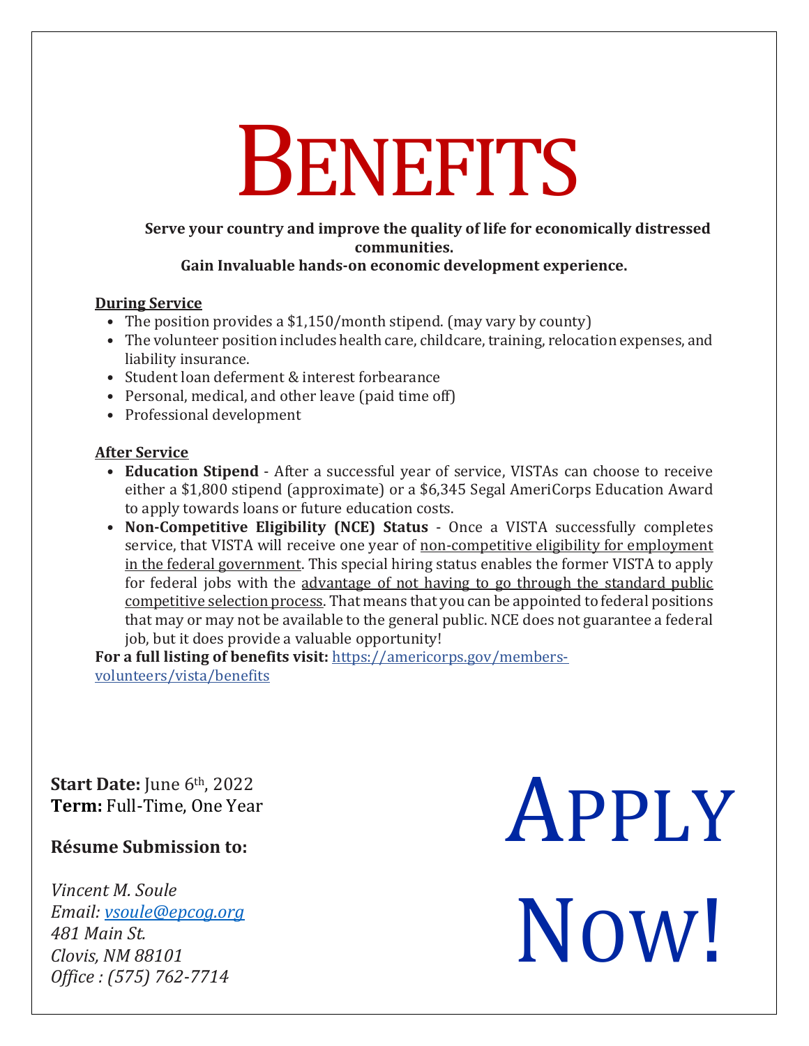# BENEFITS

**Serve your country and improve the quality of life for economically distressed communities.**
**Gain Invaluable hands-on economic development experience.**

<u>**During Service**</u>

- The position provides a $1,150/month stipend. (may vary by county)
- The volunteer position includes health care, childcare, training, relocation expenses, and liability insurance.
- Student loan deferment & interest forbearance
- Personal, medical, and other leave (paid time off)
- Professional development

<u>**After Service**</u>

- **Education Stipend** - After a successful year of service, VISTAs can choose to receive either a $1,800 stipend (approximate) or a $6,345 Segal AmeriCorps Education Award to apply towards loans or future education costs.
- **Non-Competitive Eligibility (NCE) Status** - Once a VISTA successfully completes service, that VISTA will receive one year of <u>non-competitive eligibility for employment in the federal government</u>. This special hiring status enables the former VISTA to apply for federal jobs with the <u>advantage of not having to go through the standard public competitive selection process</u>. That means that you can be appointed to federal positions that may or may not be available to the general public. NCE does not guarantee a federal job, but it does provide a valuable opportunity!

**For a full listing of benefits visit:** https://americorps.gov/members-volunteers/vista/benefits

**Start Date:** June 6th, 2022
**Term:** Full-Time, One Year

**Résume Submission to:**

*Vincent M. Soule*
*Email: vsoule@epcog.org*
*481 Main St.*
*Clovis, NM 88101*
*Office : (575) 762-7714*

# APPLY NOW!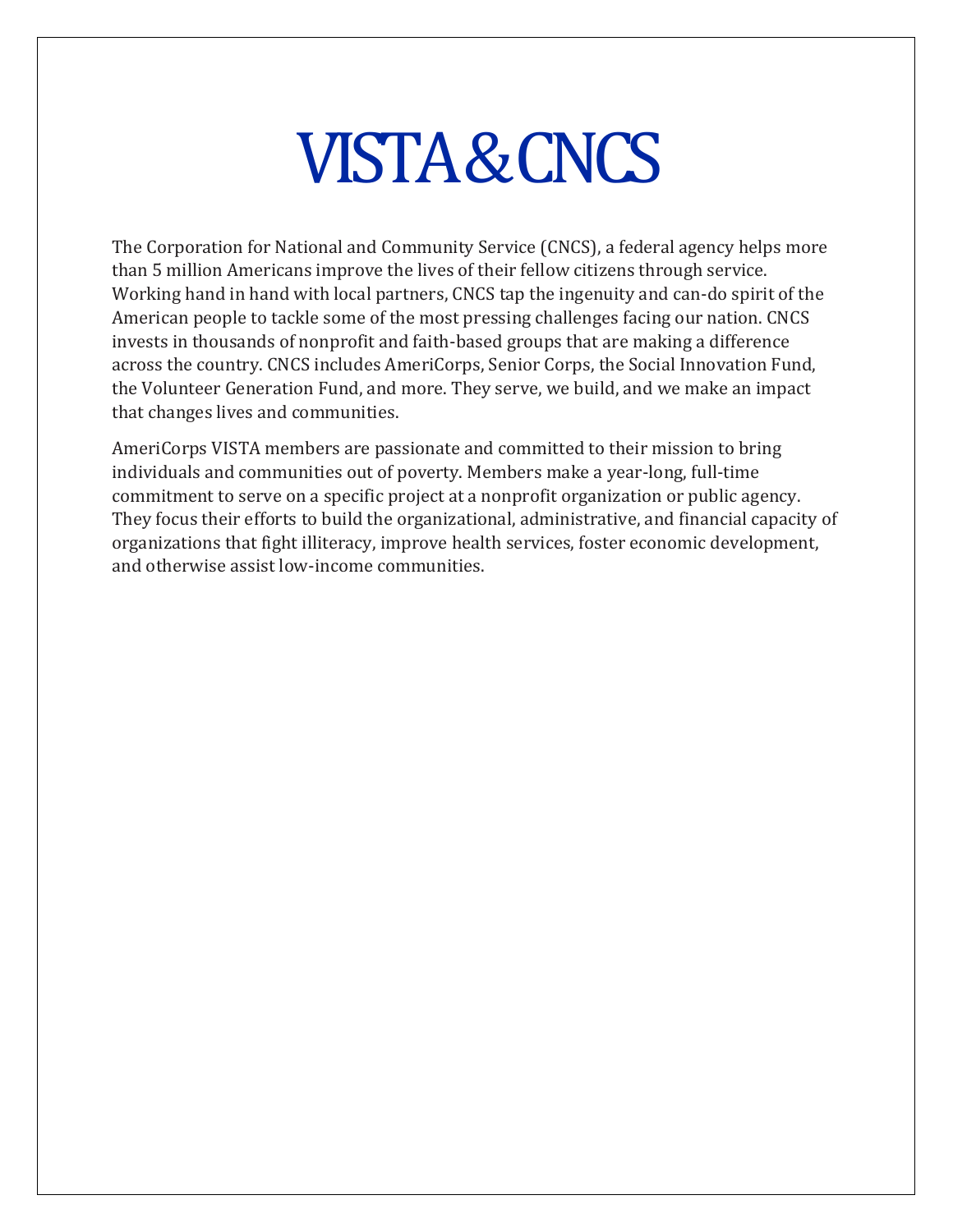# VISTA & CNCS

The Corporation for National and Community Service (CNCS), a federal agency helps more than 5 million Americans improve the lives of their fellow citizens through service. Working hand in hand with local partners, CNCS tap the ingenuity and can-do spirit of the American people to tackle some of the most pressing challenges facing our nation. CNCS invests in thousands of nonprofit and faith-based groups that are making a difference across the country. CNCS includes AmeriCorps, Senior Corps, the Social Innovation Fund, the Volunteer Generation Fund, and more. They serve, we build, and we make an impact that changes lives and communities.

AmeriCorps VISTA members are passionate and committed to their mission to bring individuals and communities out of poverty. Members make a year-long, full-time commitment to serve on a specific project at a nonprofit organization or public agency. They focus their efforts to build the organizational, administrative, and financial capacity of organizations that fight illiteracy, improve health services, foster economic development, and otherwise assist low-income communities.